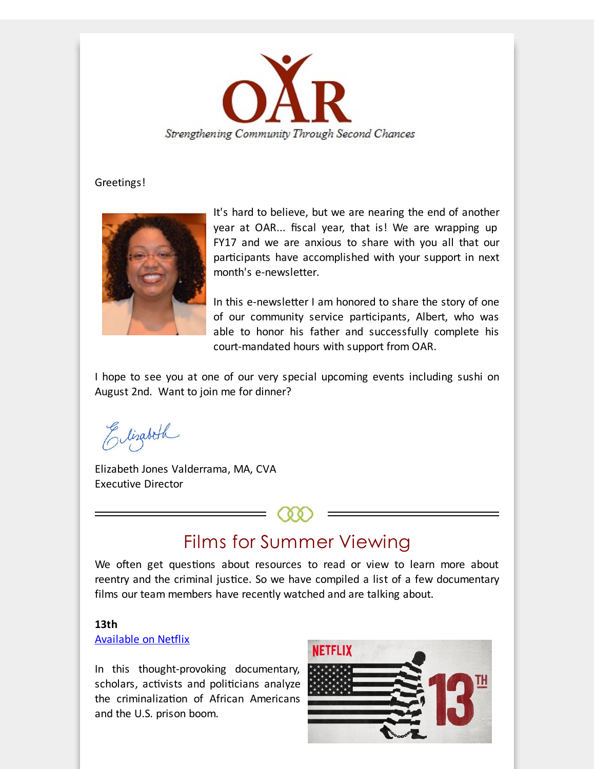OAR

*Strengthening Community Through Second Chances*

Greetings!

It's hard to believe, but we are nearing the end of another year at OAR... fiscal year, that is! We are wrapping up FY17 and we are anxious to share with you all that our participants have accomplished with your support in next month's e-newsletter.

In this e-newsletter I am honored to share the story of one of our community service participants, Albert, who was able to honor his father and successfully complete his court-mandated hours with support from OAR.

I hope to see you at one of our very special upcoming events including sushi on August 2nd. Want to join me for dinner?

Elizabeth

Elizabeth Jones Valderrama, MA, CVA
Executive Director

## Films for Summer Viewing

We often get questions about resources to read or view to learn more about reentry and the criminal justice. So we have compiled a list of a few documentary films our team members have recently watched and are talking about.

**13th**
Available on Netflix

In this thought-provoking documentary, scholars, activists and politicians analyze the criminalization of African Americans and the U.S. prison boom.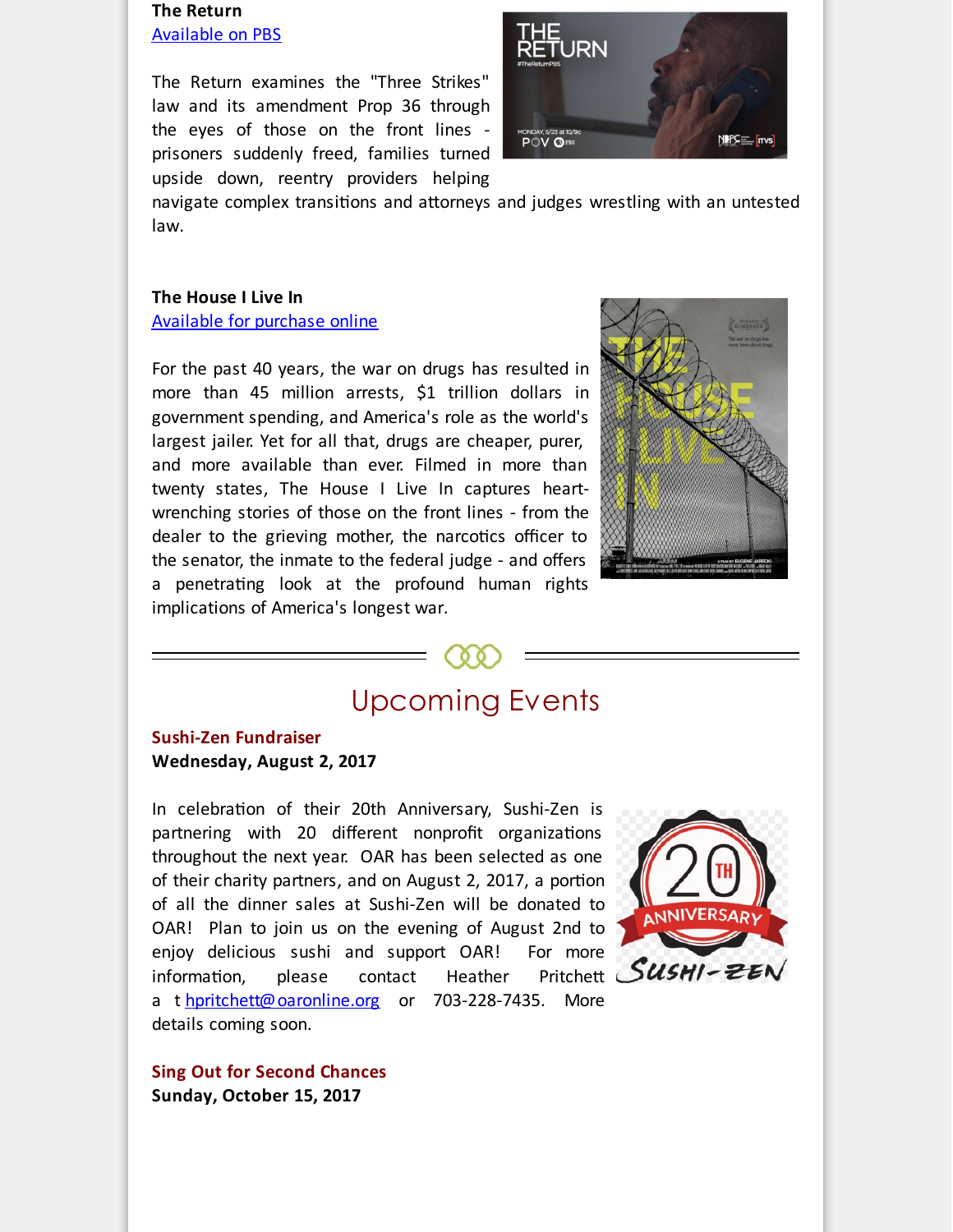**The Return**
Available on PBS

The Return examines the "Three Strikes" law and its amendment Prop 36 through the eyes of those on the front lines - prisoners suddenly freed, families turned upside down, reentry providers helping navigate complex transitions and attorneys and judges wrestling with an untested law.

**The House I Live In**
Available for purchase online

For the past 40 years, the war on drugs has resulted in more than 45 million arrests, $1 trillion dollars in government spending, and America's role as the world's largest jailer. Yet for all that, drugs are cheaper, purer, and more available than ever. Filmed in more than twenty states, The House I Live In captures heart-wrenching stories of those on the front lines - from the dealer to the grieving mother, the narcotics officer to the senator, the inmate to the federal judge - and offers a penetrating look at the profound human rights implications of America's longest war.

## Upcoming Events

**Sushi-Zen Fundraiser**
**Wednesday, August 2, 2017**

In celebration of their 20th Anniversary, Sushi-Zen is partnering with 20 different nonprofit organizations throughout the next year. OAR has been selected as one of their charity partners, and on August 2, 2017, a portion of all the dinner sales at Sushi-Zen will be donated to OAR! Plan to join us on the evening of August 2nd to enjoy delicious sushi and support OAR! For more information, please contact Heather Pritchett at hpritchett@oaronline.org or 703-228-7435. More details coming soon.

**Sing Out for Second Chances**
**Sunday, October 15, 2017**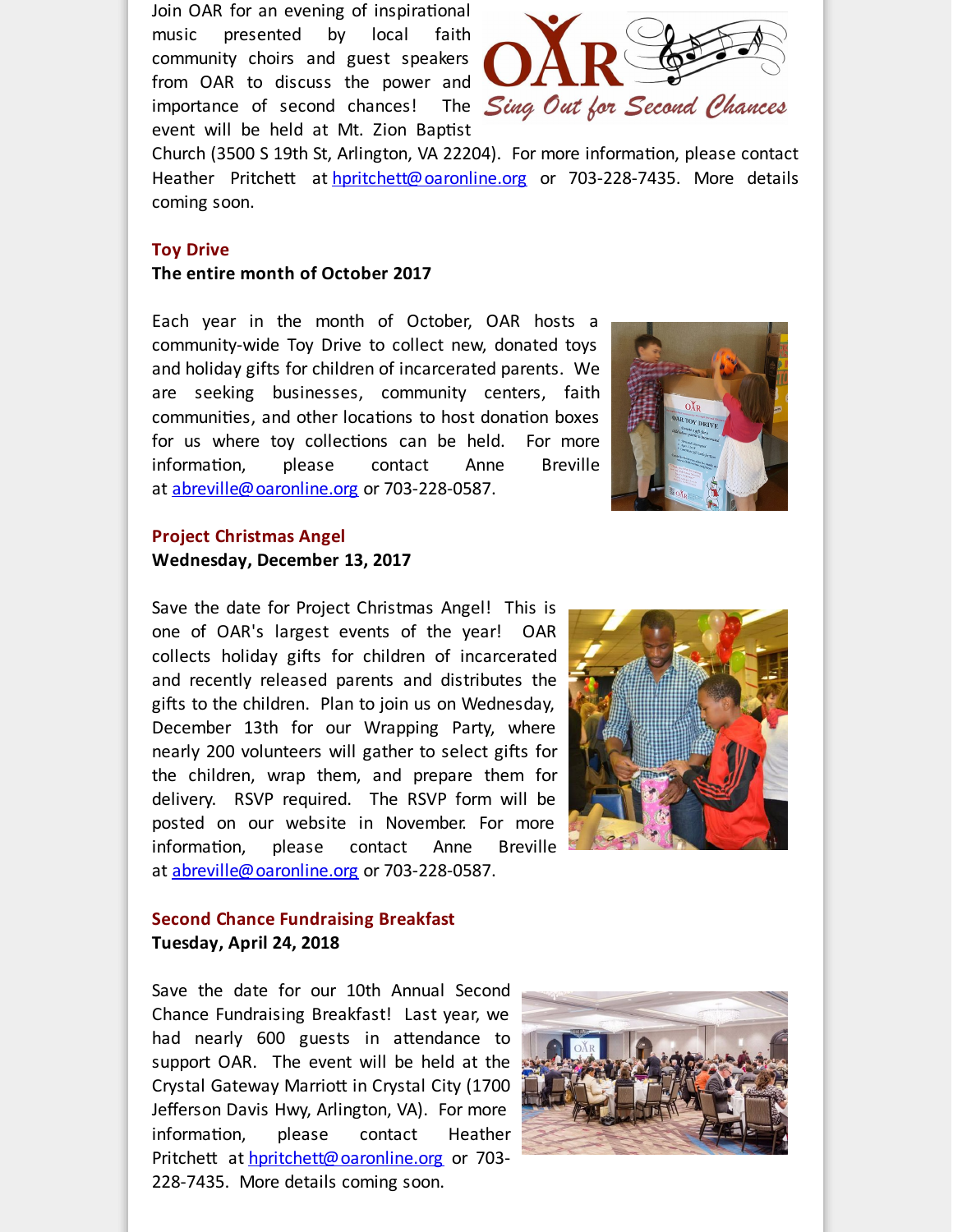Join OAR for an evening of inspirational music presented by local faith community choirs and guest speakers from OAR to discuss the power and importance of second chances! The event will be held at Mt. Zion Baptist Church (3500 S 19th St, Arlington, VA 22204). For more information, please contact Heather Pritchett at hpritchett@oaronline.org or 703-228-7435. More details coming soon.

### Toy Drive

**The entire month of October 2017**

Each year in the month of October, OAR hosts a community-wide Toy Drive to collect new, donated toys and holiday gifts for children of incarcerated parents. We are seeking businesses, community centers, faith communities, and other locations to host donation boxes for us where toy collections can be held. For more information, please contact Anne Breville at abreville@oaronline.org or 703-228-0587.

### Project Christmas Angel

**Wednesday, December 13, 2017**

Save the date for Project Christmas Angel! This is one of OAR's largest events of the year! OAR collects holiday gifts for children of incarcerated and recently released parents and distributes the gifts to the children. Plan to join us on Wednesday, December 13th for our Wrapping Party, where nearly 200 volunteers will gather to select gifts for the children, wrap them, and prepare them for delivery. RSVP required. The RSVP form will be posted on our website in November. For more information, please contact Anne Breville at abreville@oaronline.org or 703-228-0587.

### Second Chance Fundraising Breakfast

**Tuesday, April 24, 2018**

Save the date for our 10th Annual Second Chance Fundraising Breakfast! Last year, we had nearly 600 guests in attendance to support OAR. The event will be held at the Crystal Gateway Marriott in Crystal City (1700 Jefferson Davis Hwy, Arlington, VA). For more information, please contact Heather Pritchett at hpritchett@oaronline.org or 703-228-7435. More details coming soon.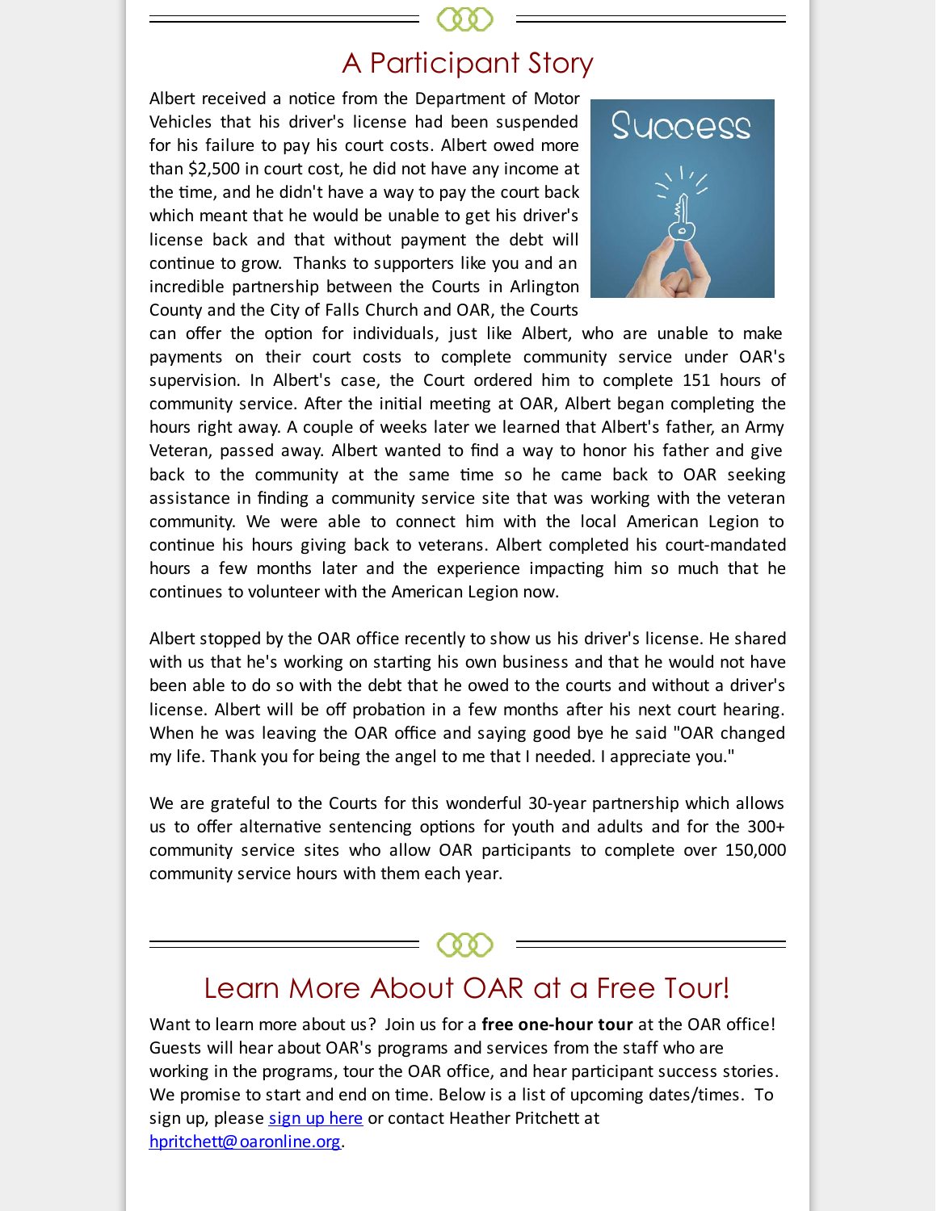## A Participant Story

Albert received a notice from the Department of Motor Vehicles that his driver's license had been suspended for his failure to pay his court costs. Albert owed more than $2,500 in court cost, he did not have any income at the time, and he didn't have a way to pay the court back which meant that he would be unable to get his driver's license back and that without payment the debt will continue to grow. Thanks to supporters like you and an incredible partnership between the Courts in Arlington County and the City of Falls Church and OAR, the Courts can offer the option for individuals, just like Albert, who are unable to make payments on their court costs to complete community service under OAR's supervision. In Albert's case, the Court ordered him to complete 151 hours of community service. After the initial meeting at OAR, Albert began completing the hours right away. A couple of weeks later we learned that Albert's father, an Army Veteran, passed away. Albert wanted to find a way to honor his father and give back to the community at the same time so he came back to OAR seeking assistance in finding a community service site that was working with the veteran community. We were able to connect him with the local American Legion to continue his hours giving back to veterans. Albert completed his court-mandated hours a few months later and the experience impacting him so much that he continues to volunteer with the American Legion now.

Albert stopped by the OAR office recently to show us his driver's license. He shared with us that he's working on starting his own business and that he would not have been able to do so with the debt that he owed to the courts and without a driver's license. Albert will be off probation in a few months after his next court hearing. When he was leaving the OAR office and saying good bye he said "OAR changed my life. Thank you for being the angel to me that I needed. I appreciate you."

We are grateful to the Courts for this wonderful 30-year partnership which allows us to offer alternative sentencing options for youth and adults and for the 300+ community service sites who allow OAR participants to complete over 150,000 community service hours with them each year.

## Learn More About OAR at a Free Tour!

Want to learn more about us? Join us for a **free one-hour tour** at the OAR office! Guests will hear about OAR's programs and services from the staff who are working in the programs, tour the OAR office, and hear participant success stories. We promise to start and end on time. Below is a list of upcoming dates/times. To sign up, please sign up here or contact Heather Pritchett at hpritchett@oaronline.org.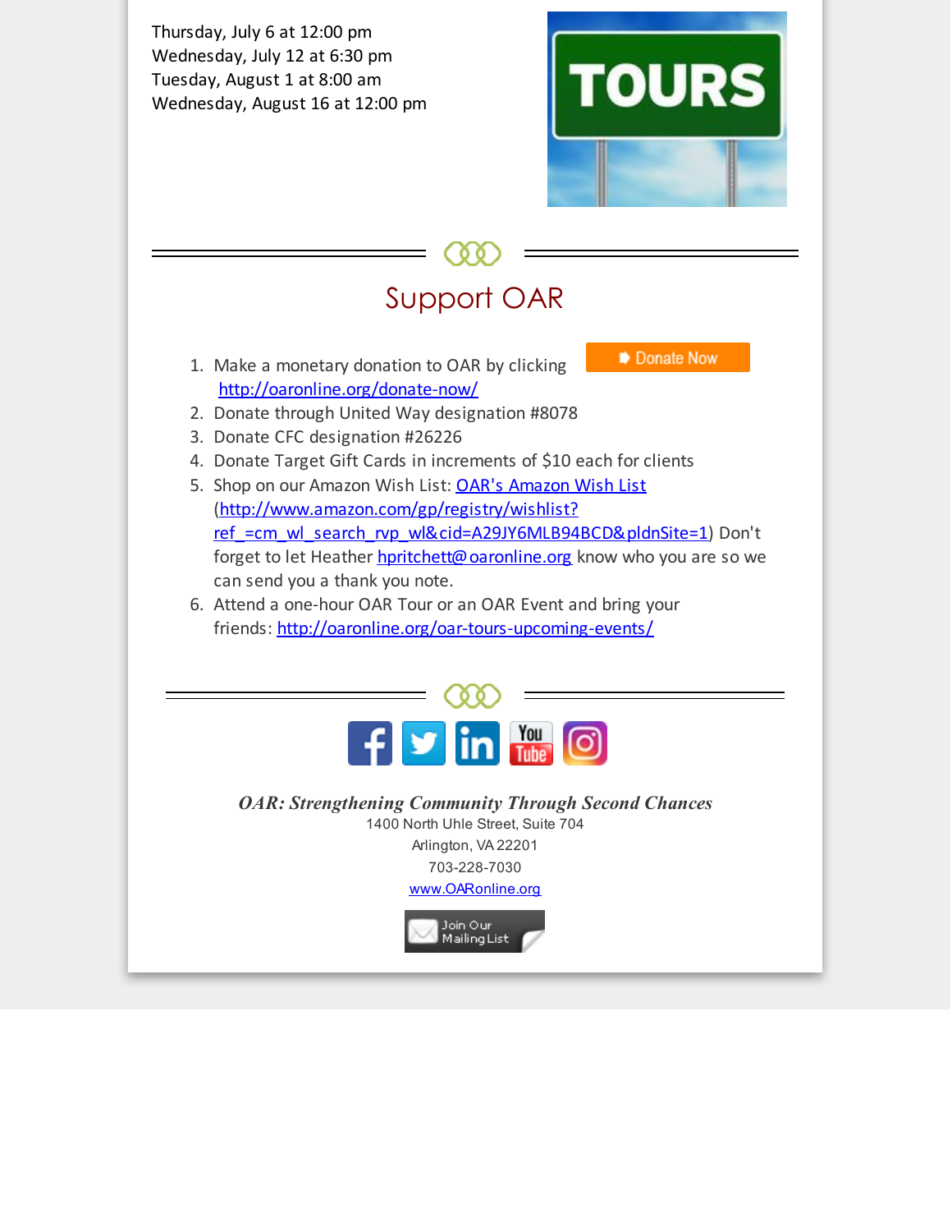Thursday, July 6 at 12:00 pm
Wednesday, July 12 at 6:30 pm
Tuesday, August 1 at 8:00 am
Wednesday, August 16 at 12:00 pm

## Support OAR

1. Make a monetary donation to OAR by clicking http://oaronline.org/donate-now/
2. Donate through United Way designation #8078
3. Donate CFC designation #26226
4. Donate Target Gift Cards in increments of $10 each for clients
5. Shop on our Amazon Wish List: OAR's Amazon Wish List (http://www.amazon.com/gp/registry/wishlist?ref_=cm_wl_search_rvp_wl&cid=A29JY6MLB94BCD&pldnSite=1) Don't forget to let Heather hpritchett@oaronline.org know who you are so we can send you a thank you note.
6. Attend a one-hour OAR Tour or an OAR Event and bring your friends: http://oaronline.org/oar-tours-upcoming-events/

***OAR: Strengthening Community Through Second Chances***

1400 North Uhle Street, Suite 704
Arlington, VA 22201
703-228-7030
www.OARonline.org